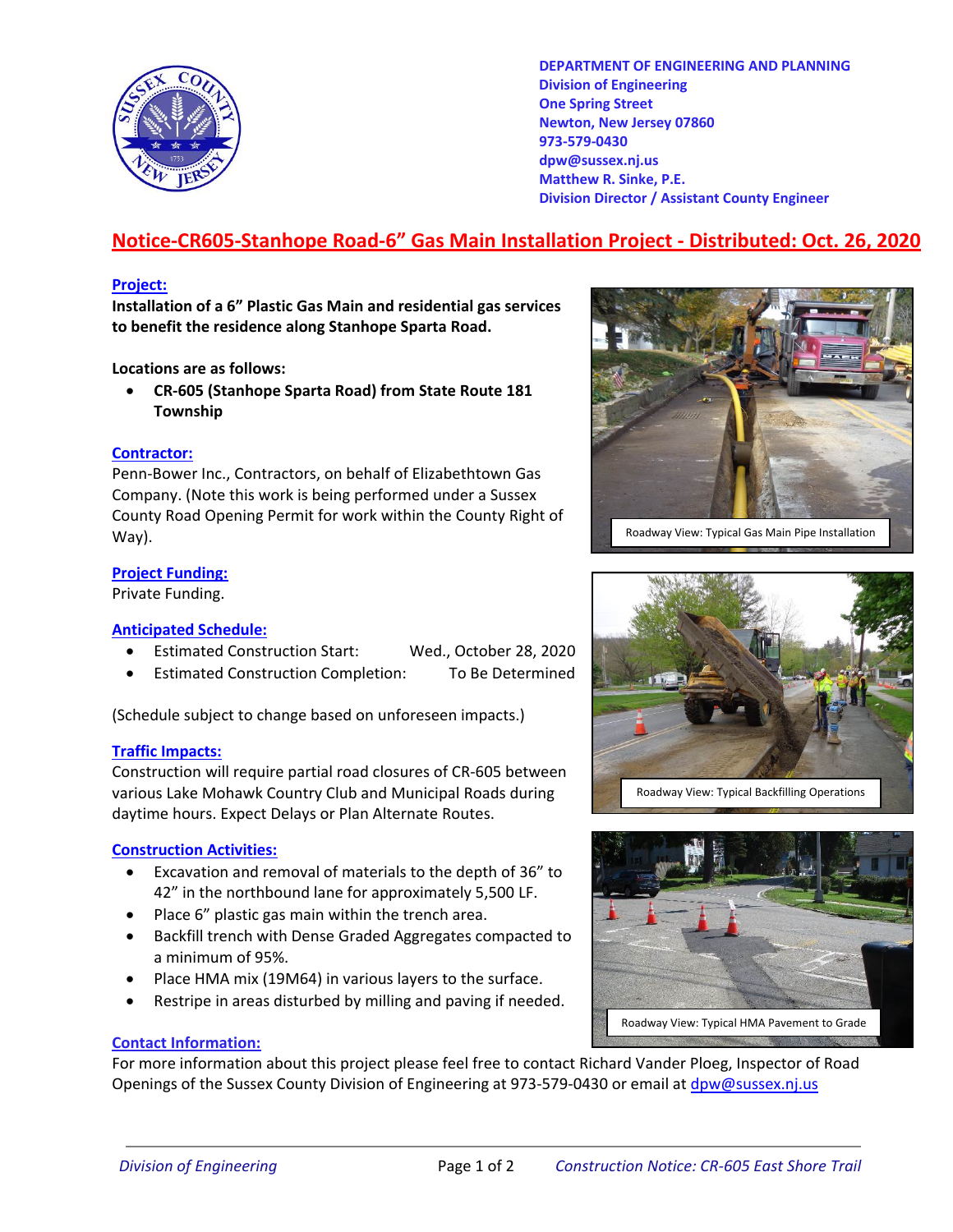**DEPARTMENT OF ENGINEERING AND PLANNING**
**Division of Engineering**
**One Spring Street**
**Newton, New Jersey 07860**
**973-579-0430**
**dpw@sussex.nj.us**
**Matthew R. Sinke, P.E.**
**Division Director / Assistant County Engineer**

# Notice-CR605-Stanhope Road-6" Gas Main Installation Project - Distributed: Oct. 26, 2020

## Project:

**Installation of a 6" Plastic Gas Main and residential gas services to benefit the residence along Stanhope Sparta Road.**

**Locations are as follows:**

- **CR-605 (Stanhope Sparta Road) from State Route 181 Township**

## Contractor:

Penn-Bower Inc., Contractors, on behalf of Elizabethtown Gas Company. (Note this work is being performed under a Sussex County Road Opening Permit for work within the County Right of Way).

## Project Funding:

Private Funding.

## Anticipated Schedule:

- Estimated Construction Start: Wed., October 28, 2020
- Estimated Construction Completion: To Be Determined

(Schedule subject to change based on unforeseen impacts.)

## Traffic Impacts:

Construction will require partial road closures of CR-605 between various Lake Mohawk Country Club and Municipal Roads during daytime hours. Expect Delays or Plan Alternate Routes.

## Construction Activities:

- Excavation and removal of materials to the depth of 36" to 42" in the northbound lane for approximately 5,500 LF.
- Place 6" plastic gas main within the trench area.
- Backfill trench with Dense Graded Aggregates compacted to a minimum of 95%.
- Place HMA mix (19M64) in various layers to the surface.
- Restripe in areas disturbed by milling and paving if needed.

Roadway View: Typical Gas Main Pipe Installation

Roadway View: Typical Backfilling Operations

Roadway View: Typical HMA Pavement to Grade

## Contact Information:

For more information about this project please feel free to contact Richard Vander Ploeg, Inspector of Road Openings of the Sussex County Division of Engineering at 973-579-0430 or email at dpw@sussex.nj.us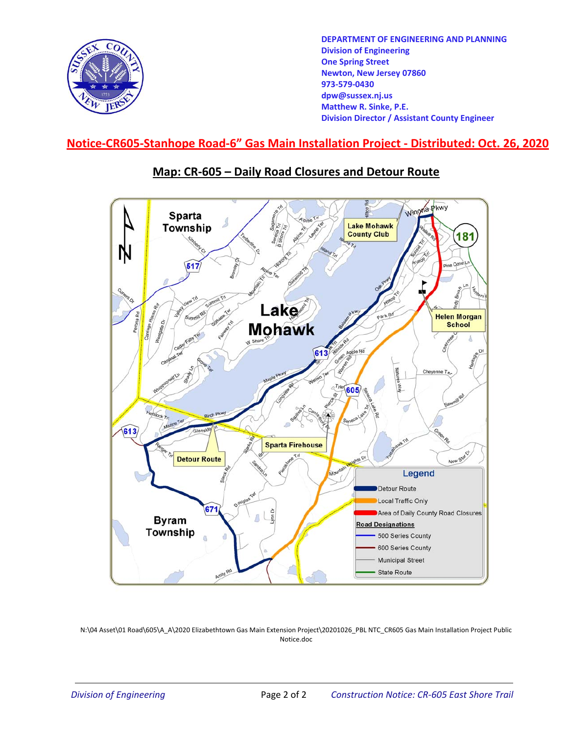**DEPARTMENT OF ENGINEERING AND PLANNING**
**Division of Engineering**
**One Spring Street**
**Newton, New Jersey 07860**
**973-579-0430**
**dpw@sussex.nj.us**
**Matthew R. Sinke, P.E.**
**Division Director / Assistant County Engineer**

## Notice-CR605-Stanhope Road-6" Gas Main Installation Project - Distributed: Oct. 26, 2020

## Map: CR-605 – Daily Road Closures and Detour Route

Sparta Township

Lake Mohawk

Byram Township

Lake Mohawk County Club

Helen Morgan School

Sparta Firehouse

Detour Route

517

613

605

671

181

Legend

Detour Route

Local Traffic Only

Area of Daily County Road Closures

Road Designations

500 Series County

600 Series County

Municipal Street

State Route

N:\04 Asset\01 Road\605\A_A\2020 Elizabethtown Gas Main Extension Project\20201026_PBL NTC_CR605 Gas Main Installation Project Public Notice.doc